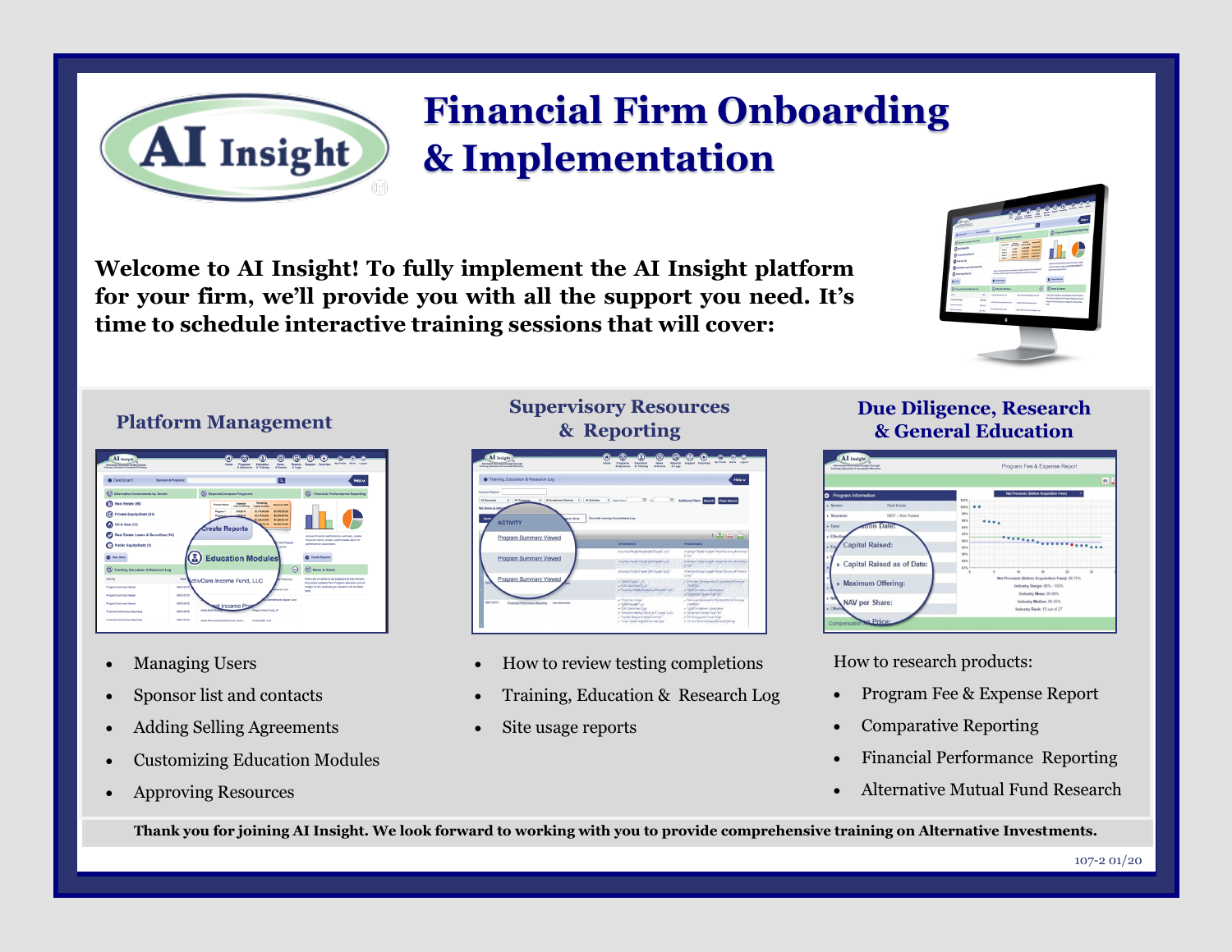# Financial Firm Onboarding & Implementation

**Welcome to AI Insight! To fully implement the AI Insight platform for your firm, we'll provide you with all the support you need. It's time to schedule interactive training sessions that will cover:**

## Platform Management

- Managing Users
- Sponsor list and contacts
- Adding Selling Agreements
- Customizing Education Modules
- Approving Resources

## Supervisory Resources & Reporting

- How to review testing completions
- Training, Education & Research Log
- Site usage reports

## Due Diligence, Research & General Education

How to research products:

- Program Fee & Expense Report
- Comparative Reporting
- Financial Performance Reporting
- Alternative Mutual Fund Research

**Thank you for joining AI Insight. We look forward to working with you to provide comprehensive training on Alternative Investments.**

107-2 01/20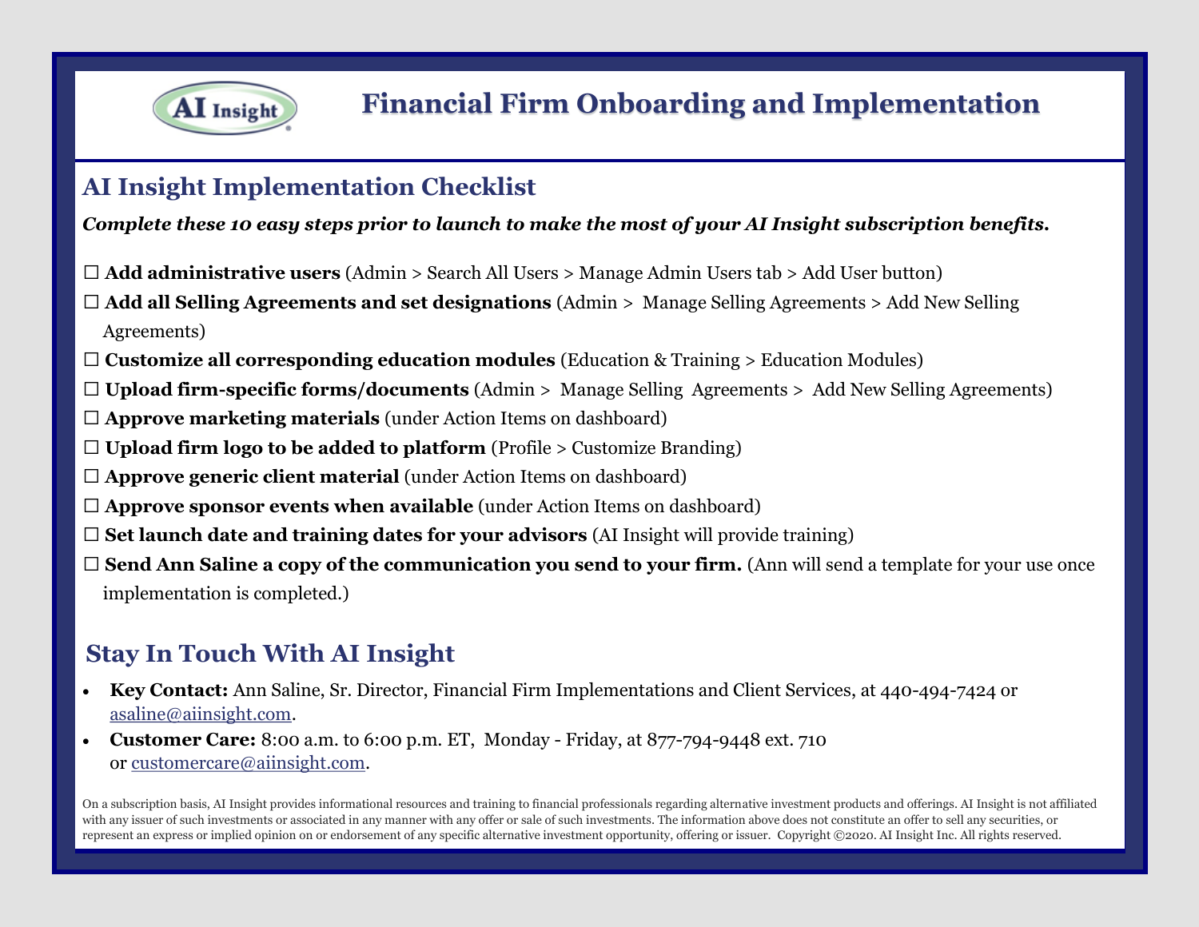# Financial Firm Onboarding and Implementation

## AI Insight Implementation Checklist

***Complete these 10 easy steps prior to launch to make the most of your AI Insight subscription benefits.***

☐ **Add administrative users** (Admin > Search All Users > Manage Admin Users tab > Add User button)

☐ **Add all Selling Agreements and set designations** (Admin > Manage Selling Agreements > Add New Selling Agreements)

☐ **Customize all corresponding education modules** (Education & Training > Education Modules)

☐ **Upload firm-specific forms/documents** (Admin > Manage Selling Agreements > Add New Selling Agreements)

☐ **Approve marketing materials** (under Action Items on dashboard)

☐ **Upload firm logo to be added to platform** (Profile > Customize Branding)

☐ **Approve generic client material** (under Action Items on dashboard)

☐ **Approve sponsor events when available** (under Action Items on dashboard)

☐ **Set launch date and training dates for your advisors** (AI Insight will provide training)

☐ **Send Ann Saline a copy of the communication you send to your firm.** (Ann will send a template for your use once implementation is completed.)

## Stay In Touch With AI Insight

- **Key Contact:** Ann Saline, Sr. Director, Financial Firm Implementations and Client Services, at 440-494-7424 or asaline@aiinsight.com.
- **Customer Care:** 8:00 a.m. to 6:00 p.m. ET, Monday - Friday, at 877-794-9448 ext. 710 or customercare@aiinsight.com.

On a subscription basis, AI Insight provides informational resources and training to financial professionals regarding alternative investment products and offerings. AI Insight is not affiliated with any issuer of such investments or associated in any manner with any offer or sale of such investments. The information above does not constitute an offer to sell any securities, or represent an express or implied opinion on or endorsement of any specific alternative investment opportunity, offering or issuer. Copyright ©2020. AI Insight Inc. All rights reserved.